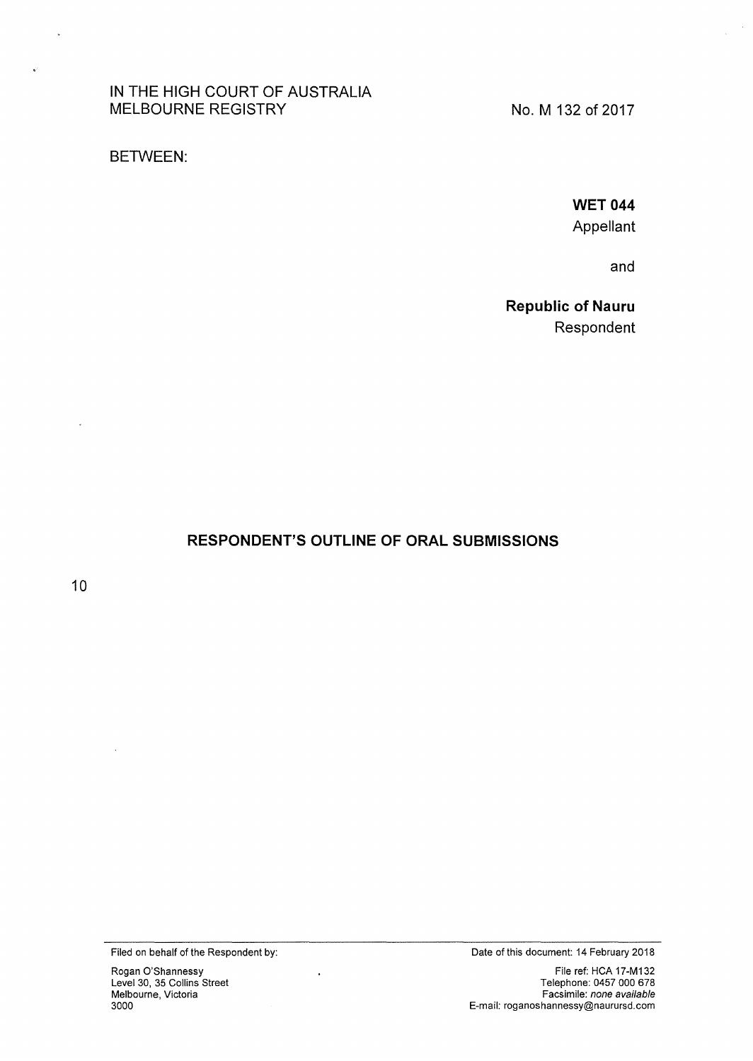IN THE HIGH COURT OF AUSTRALIA
MELBOURNE REGISTRY

No. M 132 of 2017

BETWEEN:

**WET 044**
Appellant

and

**Republic of Nauru**
Respondent

## RESPONDENT'S OUTLINE OF ORAL SUBMISSIONS

Filed on behalf of the Respondent by:

Rogan O'Shannessy
Level 30, 35 Collins Street
Melbourne, Victoria
3000

Date of this document: 14 February 2018

File ref: HCA 17-M132
Telephone: 0457 000 678
Facsimile: *none available*
E-mail: roganoshannessy@naurursd.com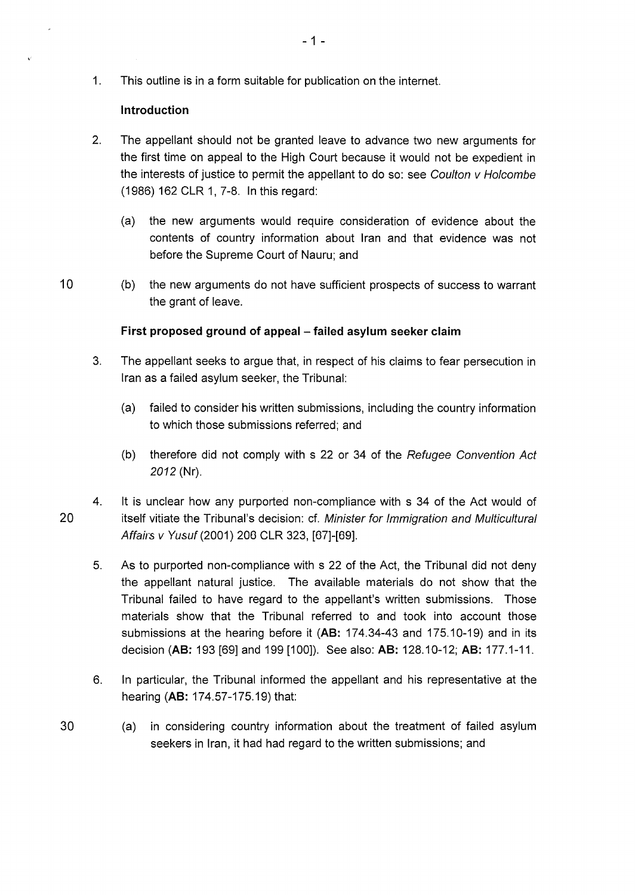1. This outline is in a form suitable for publication on the internet.

### Introduction

2. The appellant should not be granted leave to advance two new arguments for the first time on appeal to the High Court because it would not be expedient in the interests of justice to permit the appellant to do so: see *Coulton v Holcombe* (1986) 162 CLR 1, 7-8. In this regard:

   (a) the new arguments would require consideration of evidence about the contents of country information about Iran and that evidence was not before the Supreme Court of Nauru; and

   (b) the new arguments do not have sufficient prospects of success to warrant the grant of leave.

### First proposed ground of appeal – failed asylum seeker claim

3. The appellant seeks to argue that, in respect of his claims to fear persecution in Iran as a failed asylum seeker, the Tribunal:

   (a) failed to consider his written submissions, including the country information to which those submissions referred; and

   (b) therefore did not comply with s 22 or 34 of the *Refugee Convention Act 2012* (Nr).

4. It is unclear how any purported non-compliance with s 34 of the Act would of itself vitiate the Tribunal's decision: cf. *Minister for Immigration and Multicultural Affairs v Yusuf* (2001) 206 CLR 323, [67]-[69].

5. As to purported non-compliance with s 22 of the Act, the Tribunal did not deny the appellant natural justice. The available materials do not show that the Tribunal failed to have regard to the appellant's written submissions. Those materials show that the Tribunal referred to and took into account those submissions at the hearing before it (**AB:** 174.34-43 and 175.10-19) and in its decision (**AB:** 193 [69] and 199 [100]). See also: **AB:** 128.10-12; **AB:** 177.1-11.

6. In particular, the Tribunal informed the appellant and his representative at the hearing (**AB:** 174.57-175.19) that:

   (a) in considering country information about the treatment of failed asylum seekers in Iran, it had had regard to the written submissions; and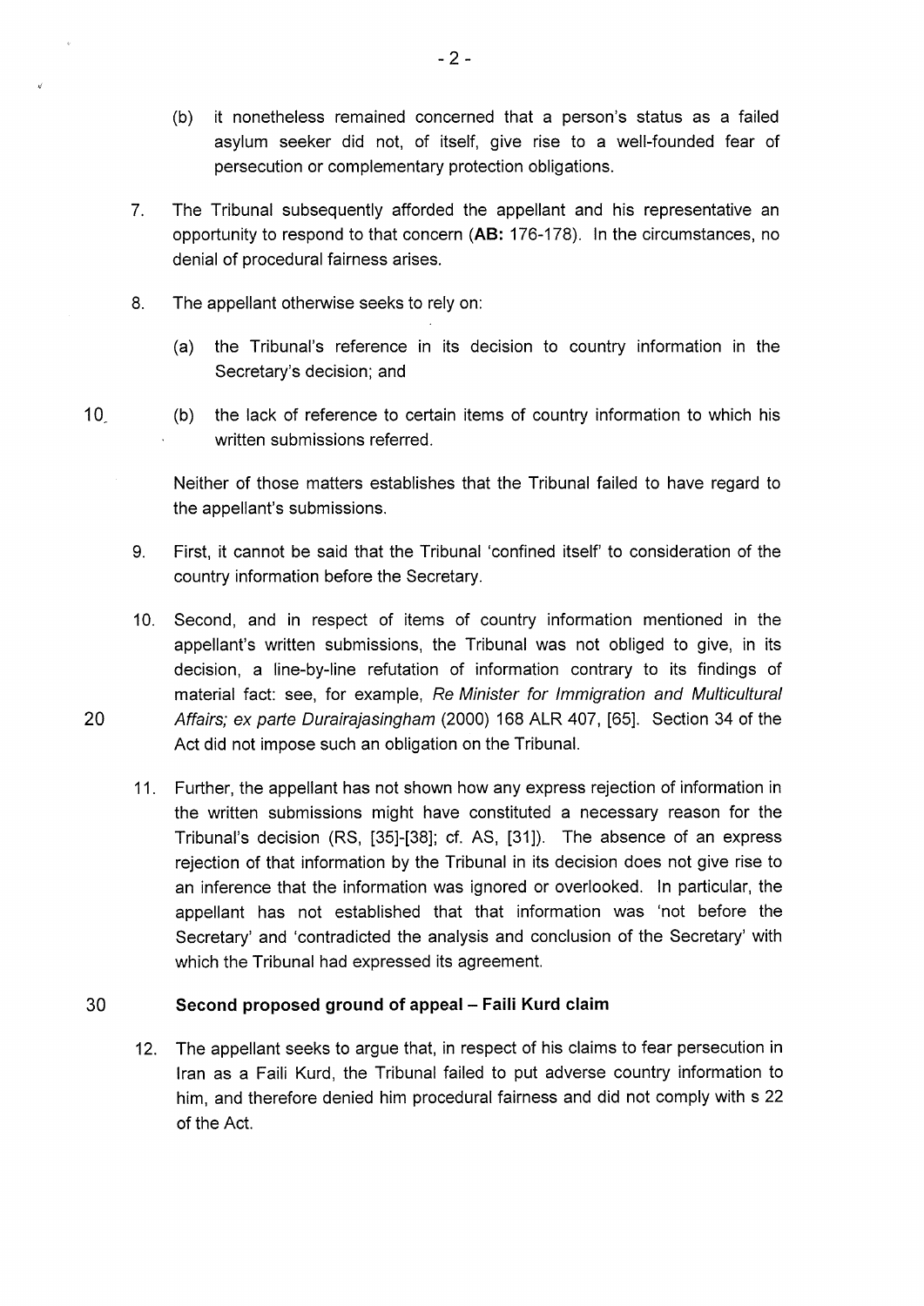(b) it nonetheless remained concerned that a person's status as a failed asylum seeker did not, of itself, give rise to a well-founded fear of persecution or complementary protection obligations.

7. The Tribunal subsequently afforded the appellant and his representative an opportunity to respond to that concern (**AB:** 176-178). In the circumstances, no denial of procedural fairness arises.

8. The appellant otherwise seeks to rely on:

   (a) the Tribunal's reference in its decision to country information in the Secretary's decision; and

   (b) the lack of reference to certain items of country information to which his written submissions referred.

   Neither of those matters establishes that the Tribunal failed to have regard to the appellant's submissions.

9. First, it cannot be said that the Tribunal 'confined itself' to consideration of the country information before the Secretary.

10. Second, and in respect of items of country information mentioned in the appellant's written submissions, the Tribunal was not obliged to give, in its decision, a line-by-line refutation of information contrary to its findings of material fact: see, for example, *Re Minister for Immigration and Multicultural Affairs; ex parte Durairajasingham* (2000) 168 ALR 407, [65]. Section 34 of the Act did not impose such an obligation on the Tribunal.

11. Further, the appellant has not shown how any express rejection of information in the written submissions might have constituted a necessary reason for the Tribunal's decision (RS, [35]-[38]; cf. AS, [31]). The absence of an express rejection of that information by the Tribunal in its decision does not give rise to an inference that the information was ignored or overlooked. In particular, the appellant has not established that that information was 'not before the Secretary' and 'contradicted the analysis and conclusion of the Secretary' with which the Tribunal had expressed its agreement.

**Second proposed ground of appeal – Faili Kurd claim**

12. The appellant seeks to argue that, in respect of his claims to fear persecution in Iran as a Faili Kurd, the Tribunal failed to put adverse country information to him, and therefore denied him procedural fairness and did not comply with s 22 of the Act.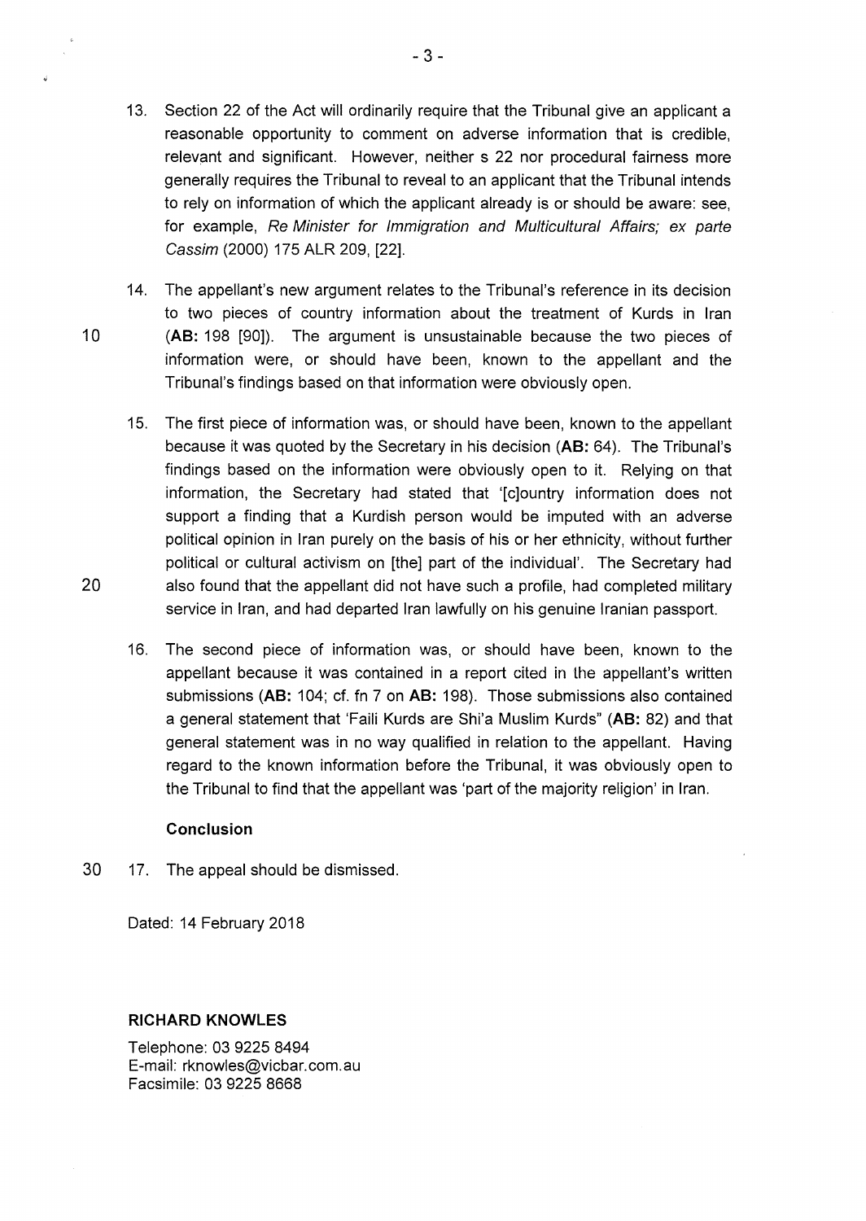13. Section 22 of the Act will ordinarily require that the Tribunal give an applicant a reasonable opportunity to comment on adverse information that is credible, relevant and significant. However, neither s 22 nor procedural fairness more generally requires the Tribunal to reveal to an applicant that the Tribunal intends to rely on information of which the applicant already is or should be aware: see, for example, *Re Minister for Immigration and Multicultural Affairs; ex parte Cassim* (2000) 175 ALR 209, [22].

14. The appellant's new argument relates to the Tribunal's reference in its decision to two pieces of country information about the treatment of Kurds in Iran (**AB:** 198 [90]). The argument is unsustainable because the two pieces of information were, or should have been, known to the appellant and the Tribunal's findings based on that information were obviously open.

15. The first piece of information was, or should have been, known to the appellant because it was quoted by the Secretary in his decision (**AB:** 64). The Tribunal's findings based on the information were obviously open to it. Relying on that information, the Secretary had stated that '[c]ountry information does not support a finding that a Kurdish person would be imputed with an adverse political opinion in Iran purely on the basis of his or her ethnicity, without further political or cultural activism on [the] part of the individual'. The Secretary had also found that the appellant did not have such a profile, had completed military service in Iran, and had departed Iran lawfully on his genuine Iranian passport.

16. The second piece of information was, or should have been, known to the appellant because it was contained in a report cited in the appellant's written submissions (**AB:** 104; cf. fn 7 on **AB:** 198). Those submissions also contained a general statement that 'Faili Kurds are Shi'a Muslim Kurds" (**AB:** 82) and that general statement was in no way qualified in relation to the appellant. Having regard to the known information before the Tribunal, it was obviously open to the Tribunal to find that the appellant was 'part of the majority religion' in Iran.

### Conclusion

17. The appeal should be dismissed.

Dated: 14 February 2018

**RICHARD KNOWLES**

Telephone: 03 9225 8494
E-mail: rknowles@vicbar.com.au
Facsimile: 03 9225 8668